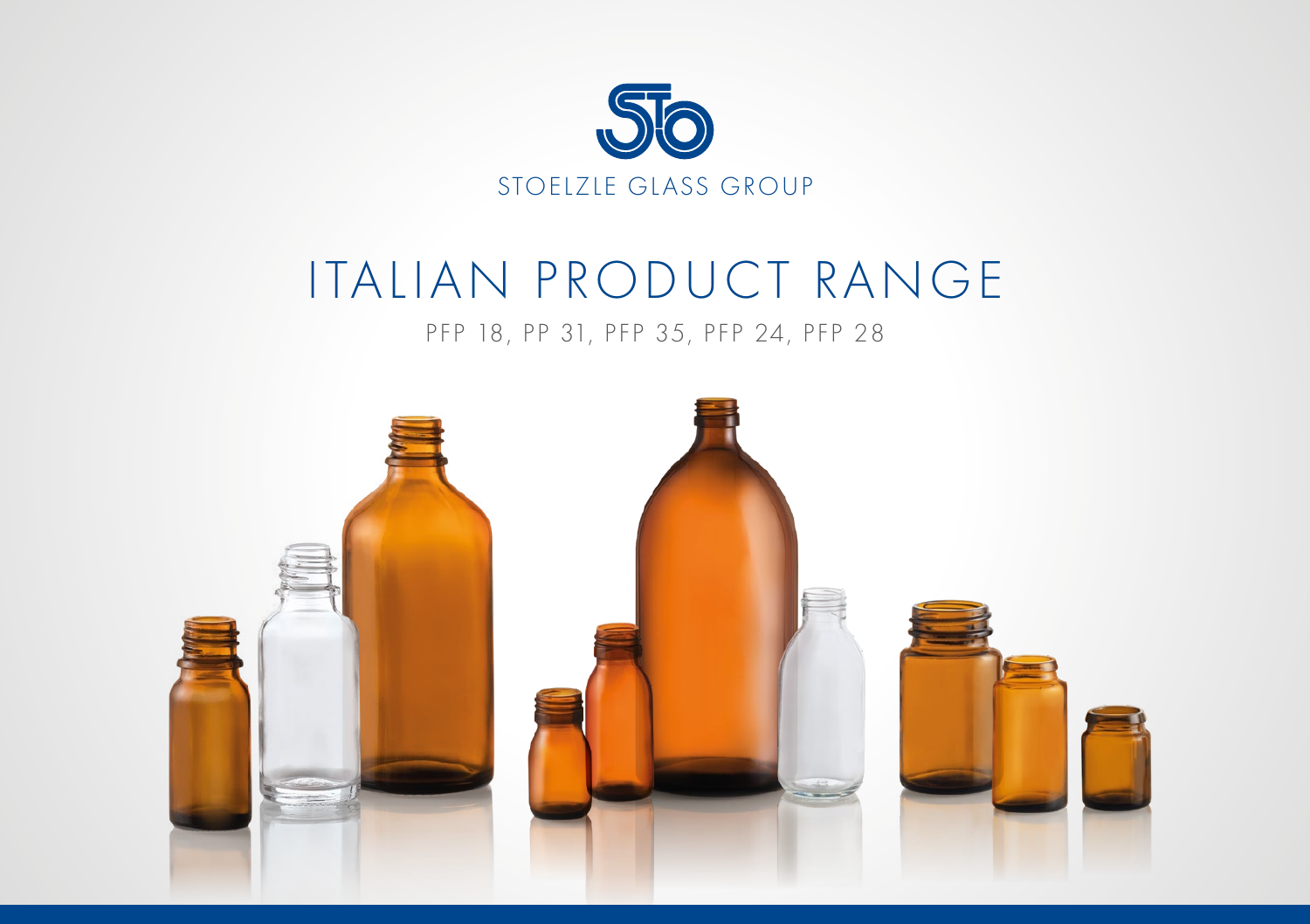STOELZLE GLASS GROUP

# ITALIAN PRODUCT RANGE

PFP 18, PP 31, PFP 35, PFP 24, PFP 28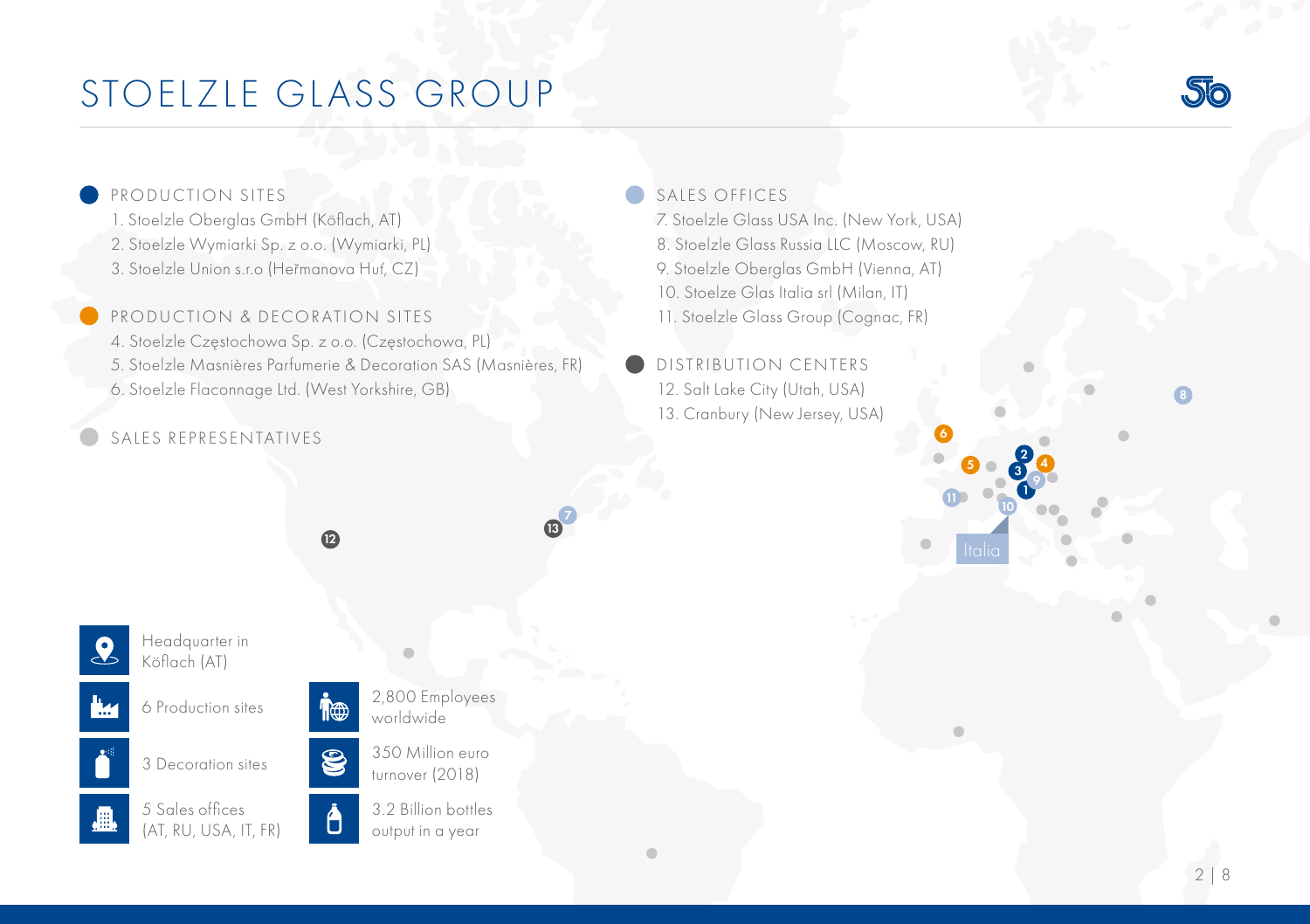# STOELZLE GLASS GROUP

## PRODUCTION SITES

1. Stoelzle Oberglas GmbH (Köflach, AT)
2. Stoelzle Wymiarki Sp. z o.o. (Wymiarki, PL)
3. Stoelzle Union s.r.o (Heřmanova Huť, CZ)

## PRODUCTION & DECORATION SITES

4. Stoelzle Częstochowa Sp. z o.o. (Częstochowa, PL)
5. Stoelzle Masnières Parfumerie & Decoration SAS (Masnières, FR)
6. Stoelzle Flaconnage Ltd. (West Yorkshire, GB)

## SALES REPRESENTATIVES

## SALES OFFICES

7. Stoelzle Glass USA Inc. (New York, USA)
8. Stoelzle Glass Russia LLC (Moscow, RU)
9. Stoelzle Oberglas GmbH (Vienna, AT)
10. Stoelze Glas Italia srl (Milan, IT)
11. Stoelzle Glass Group (Cognac, FR)

## DISTRIBUTION CENTERS

12. Salt Lake City (Utah, USA)
13. Cranbury (New Jersey, USA)

Italia

- Headquarter in Köflach (AT)
- 6 Production sites
- 3 Decoration sites
- 5 Sales offices (AT, RU, USA, IT, FR)
- 2,800 Employees worldwide
- 350 Million euro turnover (2018)
- 3.2 Billion bottles output in a year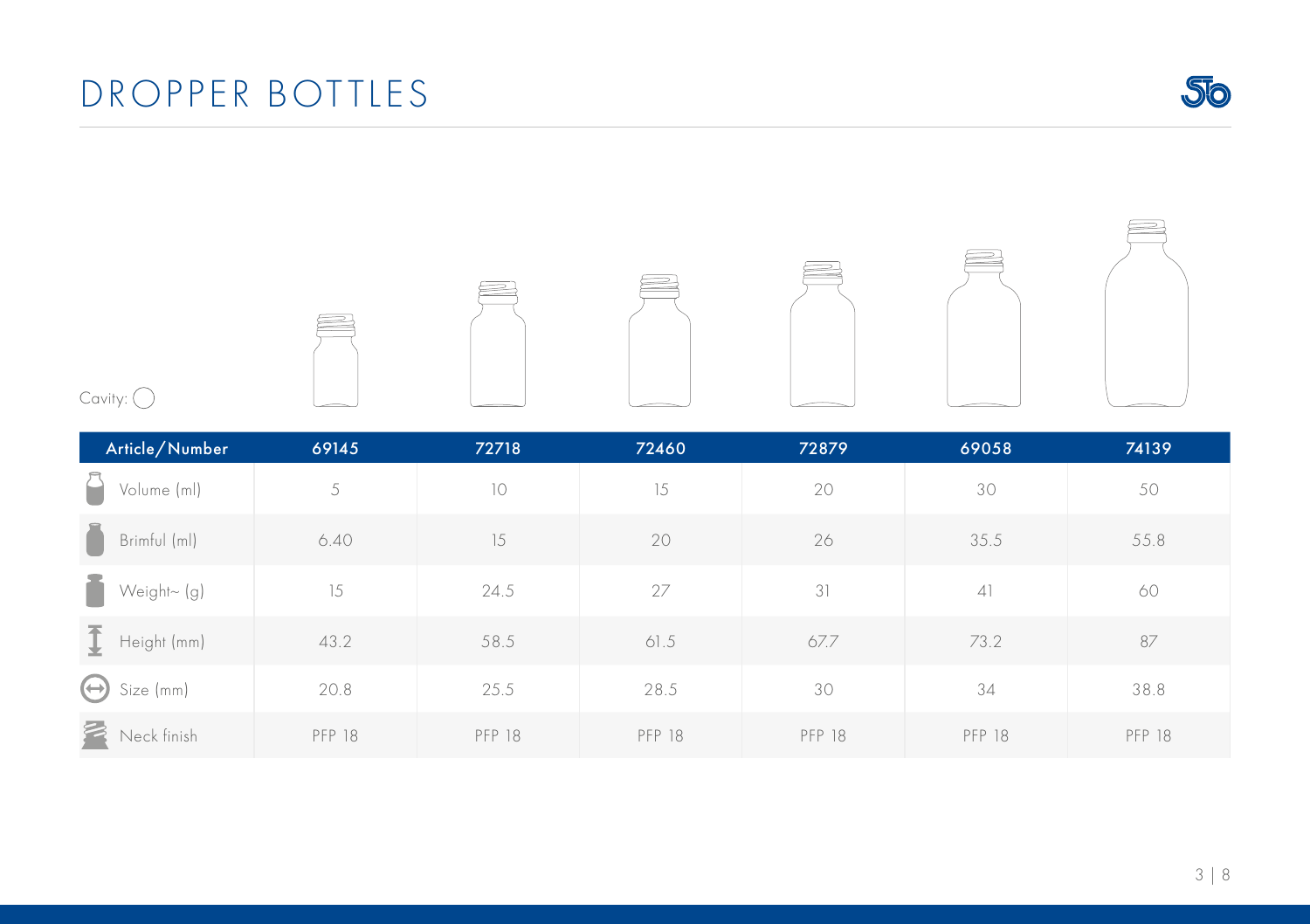# DROPPER BOTTLES

Cavity: ◯

| Article/Number | 69145 | 72718 | 72460 | 72879 | 69058 | 74139 |
|---|---|---|---|---|---|---|
| Volume (ml) | 5 | 10 | 15 | 20 | 30 | 50 |
| Brimful (ml) | 6.40 | 15 | 20 | 26 | 35.5 | 55.8 |
| Weight~ (g) | 15 | 24.5 | 27 | 31 | 41 | 60 |
| Height (mm) | 43.2 | 58.5 | 61.5 | 67.7 | 73.2 | 87 |
| Size (mm) | 20.8 | 25.5 | 28.5 | 30 | 34 | 38.8 |
| Neck finish | PFP 18 | PFP 18 | PFP 18 | PFP 18 | PFP 18 | PFP 18 |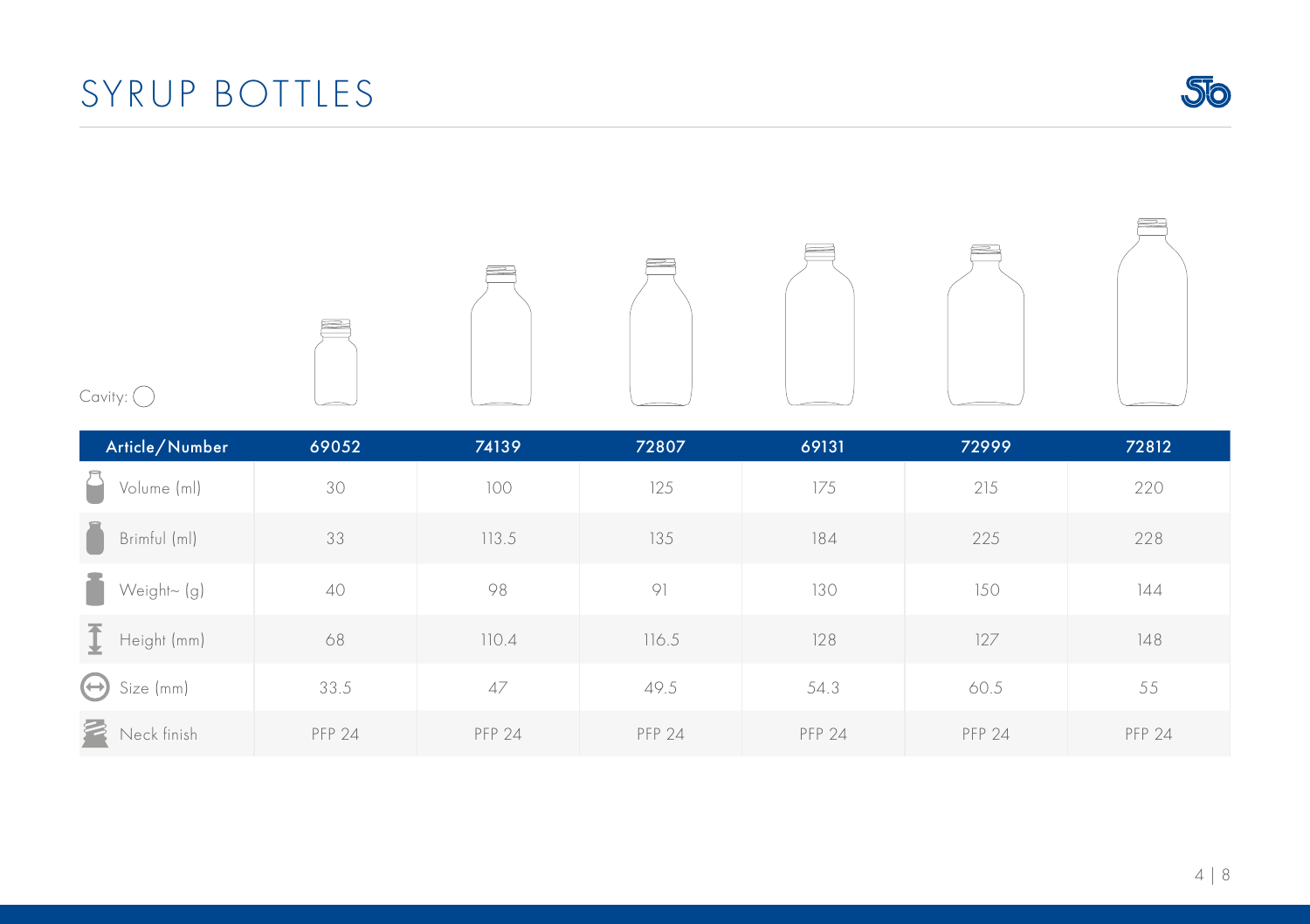# SYRUP BOTTLES

Cavity:

| Article/Number | 69052 | 74139 | 72807 | 69131 | 72999 | 72812 |
|---|---|---|---|---|---|---|
| Volume (ml) | 30 | 100 | 125 | 175 | 215 | 220 |
| Brimful (ml) | 33 | 113.5 | 135 | 184 | 225 | 228 |
| Weight~ (g) | 40 | 98 | 91 | 130 | 150 | 144 |
| Height (mm) | 68 | 110.4 | 116.5 | 128 | 127 | 148 |
| Size (mm) | 33.5 | 47 | 49.5 | 54.3 | 60.5 | 55 |
| Neck finish | PFP 24 | PFP 24 | PFP 24 | PFP 24 | PFP 24 | PFP 24 |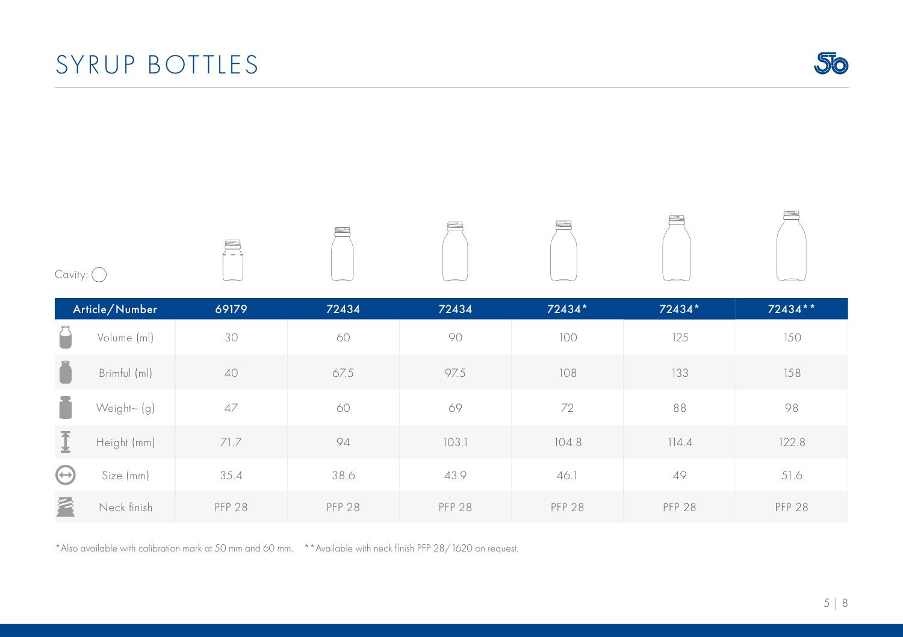# SYRUP BOTTLES

Cavity: ◯

| Article/Number | 69179 | 72434 | 72434 | 72434* | 72434* | 72434** |
|---|---|---|---|---|---|---|
| Volume (ml) | 30 | 60 | 90 | 100 | 125 | 150 |
| Brimful (ml) | 40 | 67.5 | 97.5 | 108 | 133 | 158 |
| Weight~ (g) | 47 | 60 | 69 | 72 | 88 | 98 |
| Height (mm) | 71.7 | 94 | 103.1 | 104.8 | 114.4 | 122.8 |
| Size (mm) | 35.4 | 38.6 | 43.9 | 46.1 | 49 | 51.6 |
| Neck finish | PFP 28 | PFP 28 | PFP 28 | PFP 28 | PFP 28 | PFP 28 |

*Also available with calibration mark at 50 mm and 60 mm. **Available with neck finish PFP 28/1620 on request.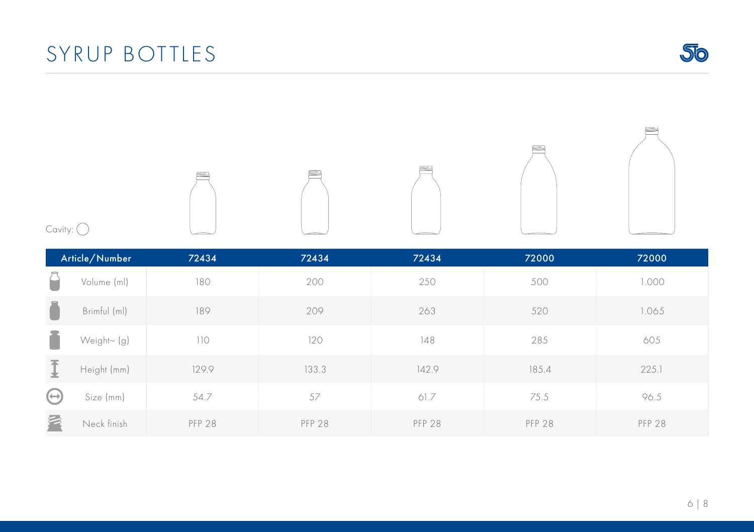# SYRUP BOTTLES

Cavity: ◯

| Article/Number | 72434 | 72434 | 72434 | 72000 | 72000 |
| --- | --- | --- | --- | --- | --- |
| Volume (ml) | 180 | 200 | 250 | 500 | 1.000 |
| Brimful (ml) | 189 | 209 | 263 | 520 | 1.065 |
| Weight~ (g) | 110 | 120 | 148 | 285 | 605 |
| Height (mm) | 129.9 | 133.3 | 142.9 | 185.4 | 225.1 |
| Size (mm) | 54.7 | 57 | 61.7 | 75.5 | 96.5 |
| Neck finish | PFP 28 | PFP 28 | PFP 28 | PFP 28 | PFP 28 |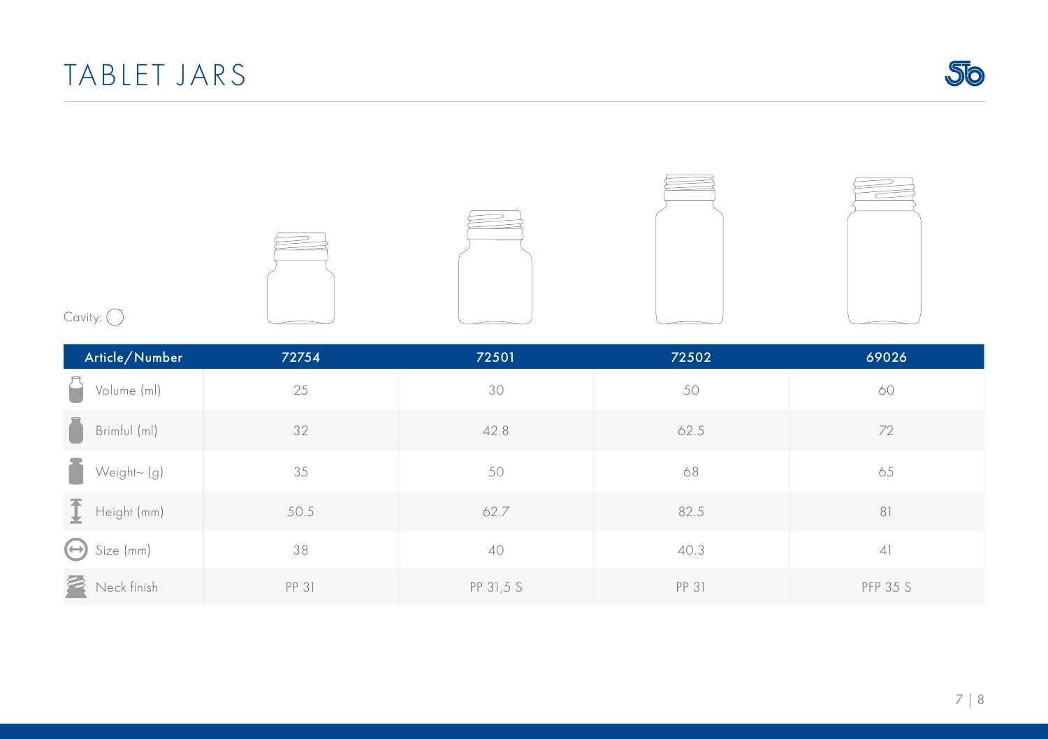# TABLET JARS

Cavity: ◯

| Article/Number | 72754 | 72501 | 72502 | 69026 |
|---|---|---|---|---|
| Volume (ml) | 25 | 30 | 50 | 60 |
| Brimful (ml) | 32 | 42.8 | 62.5 | 72 |
| Weight~ (g) | 35 | 50 | 68 | 65 |
| Height (mm) | 50.5 | 62.7 | 82.5 | 81 |
| Size (mm) | 38 | 40 | 40.3 | 41 |
| Neck finish | PP 31 | PP 31,5 S | PP 31 | PFP 35 S |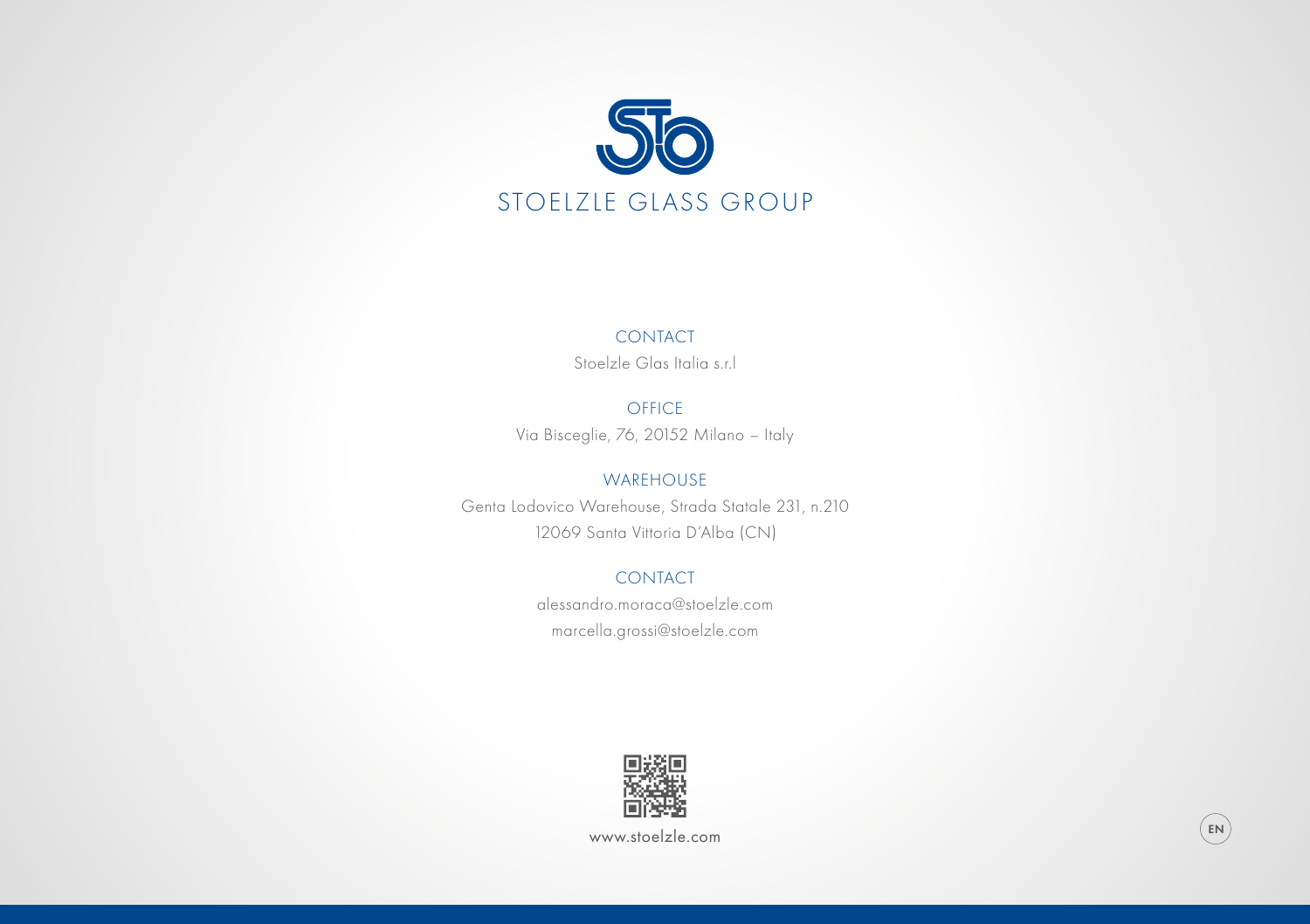STOELZLE GLASS GROUP

CONTACT

Stoelzle Glas Italia s.r.l

OFFICE

Via Bisceglie, 76, 20152 Milano – Italy

WAREHOUSE

Genta Lodovico Warehouse, Strada Statale 231, n.210
12069 Santa Vittoria D'Alba (CN)

CONTACT

alessandro.moraca@stoelzle.com
marcella.grossi@stoelzle.com

www.stoelzle.com

EN